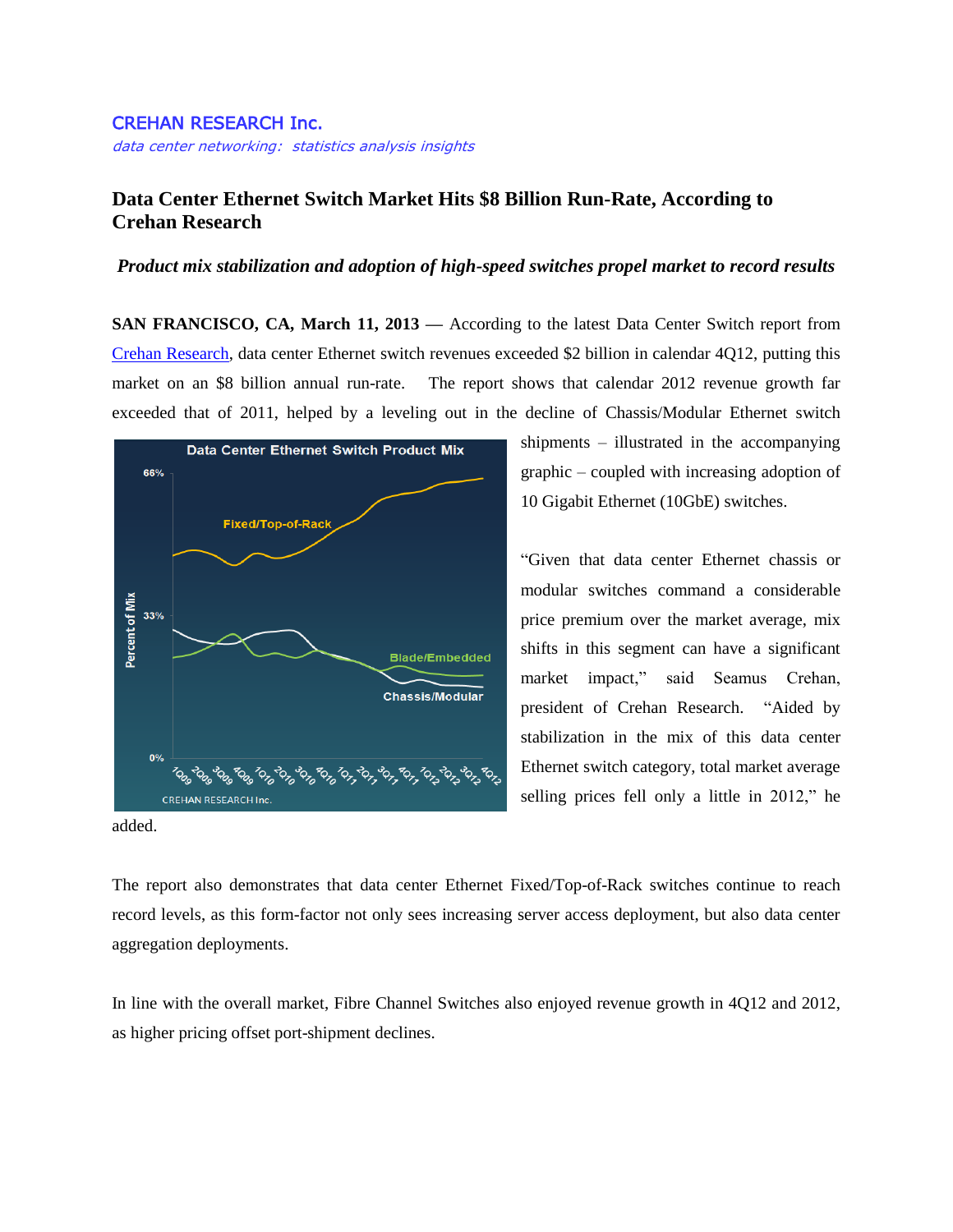CREHAN RESEARCH Inc.

*data center networking: statistics analysis insights*

# Data Center Ethernet Switch Market Hits $8 Billion Run-Rate, According to Crehan Research

***Product mix stabilization and adoption of high-speed switches propel market to record results***

**SAN FRANCISCO, CA, March 11, 2013** — According to the latest Data Center Switch report from [Crehan Research](), data center Ethernet switch revenues exceeded $2 billion in calendar 4Q12, putting this market on an $8 billion annual run-rate. The report shows that calendar 2012 revenue growth far exceeded that of 2011, helped by a leveling out in the decline of Chassis/Modular Ethernet switch shipments – illustrated in the accompanying graphic – coupled with increasing adoption of 10 Gigabit Ethernet (10GbE) switches.

"Given that data center Ethernet chassis or modular switches command a considerable price premium over the market average, mix shifts in this segment can have a significant market impact," said Seamus Crehan, president of Crehan Research. "Aided by stabilization in the mix of this data center Ethernet switch category, total market average selling prices fell only a little in 2012," he added.

The report also demonstrates that data center Ethernet Fixed/Top-of-Rack switches continue to reach record levels, as this form-factor not only sees increasing server access deployment, but also data center aggregation deployments.

In line with the overall market, Fibre Channel Switches also enjoyed revenue growth in 4Q12 and 2012, as higher pricing offset port-shipment declines.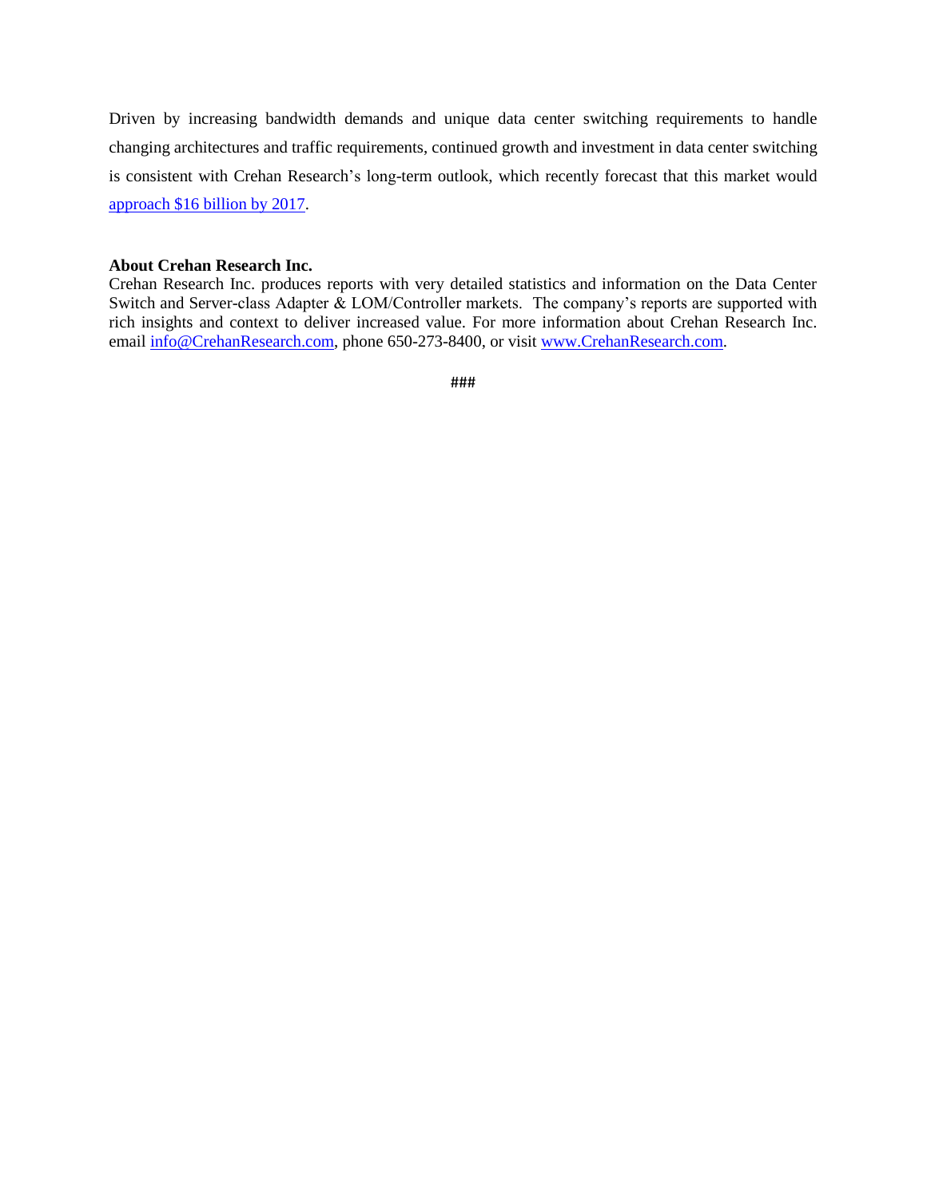Driven by increasing bandwidth demands and unique data center switching requirements to handle changing architectures and traffic requirements, continued growth and investment in data center switching is consistent with Crehan Research's long-term outlook, which recently forecast that this market would approach $16 billion by 2017.

**About Crehan Research Inc.**
Crehan Research Inc. produces reports with very detailed statistics and information on the Data Center Switch and Server-class Adapter & LOM/Controller markets. The company's reports are supported with rich insights and context to deliver increased value. For more information about Crehan Research Inc. email info@CrehanResearch.com, phone 650-273-8400, or visit www.CrehanResearch.com.

###